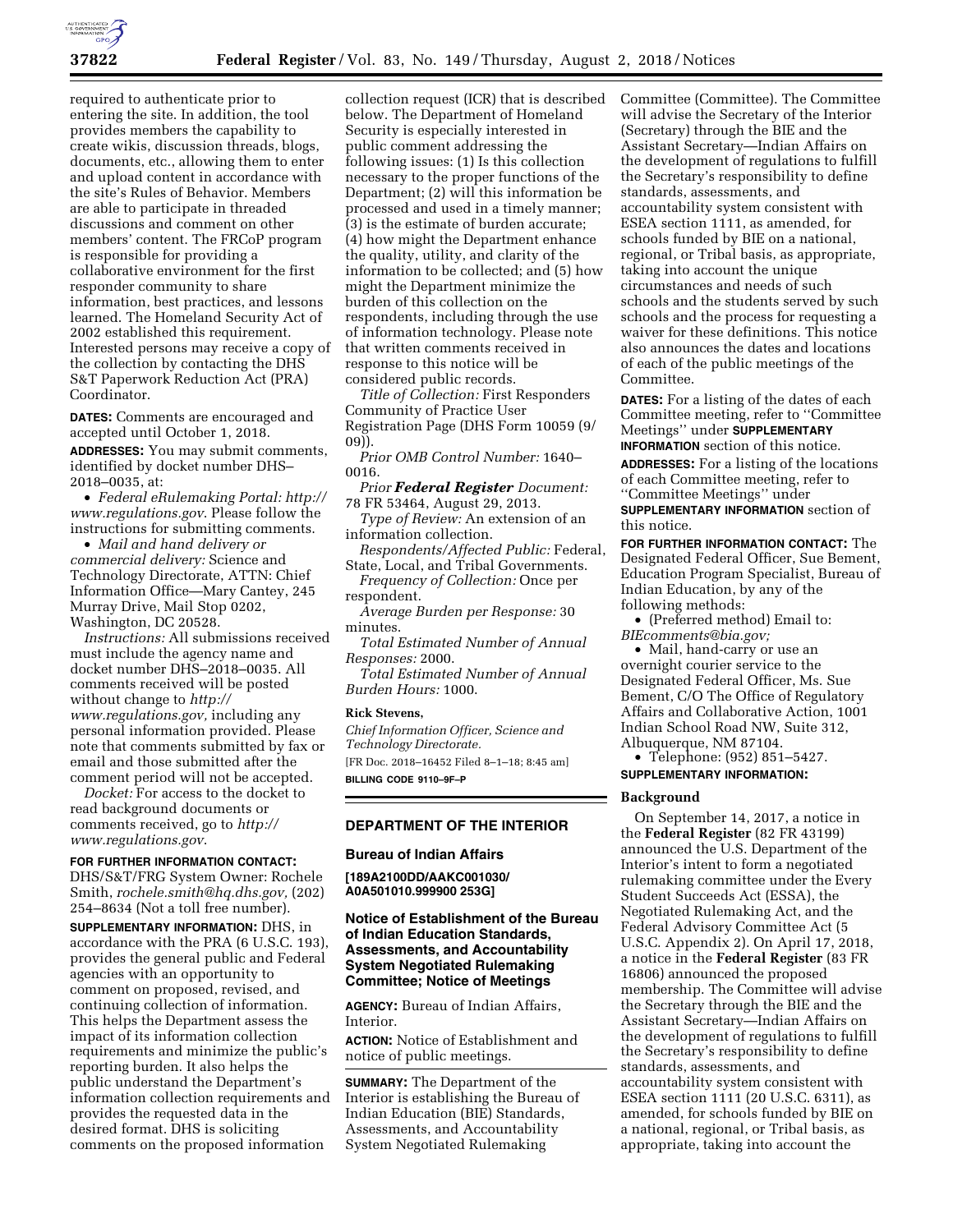required to authenticate prior to entering the site. In addition, the tool provides members the capability to create wikis, discussion threads, blogs, documents, etc., allowing them to enter and upload content in accordance with the site's Rules of Behavior. Members are able to participate in threaded discussions and comment on other members' content. The FRCoP program is responsible for providing a collaborative environment for the first responder community to share information, best practices, and lessons learned. The Homeland Security Act of 2002 established this requirement. Interested persons may receive a copy of the collection by contacting the DHS S&T Paperwork Reduction Act (PRA) Coordinator.

**DATES:** Comments are encouraged and accepted until October 1, 2018.

**ADDRESSES:** You may submit comments, identified by docket number DHS–2018–0035, at:

- *Federal eRulemaking Portal: http://www.regulations.gov*. Please follow the instructions for submitting comments.
- *Mail and hand delivery or commercial delivery:* Science and Technology Directorate, ATTN: Chief Information Office—Mary Cantey, 245 Murray Drive, Mail Stop 0202, Washington, DC 20528.

*Instructions:* All submissions received must include the agency name and docket number DHS–2018–0035. All comments received will be posted without change to *http://www.regulations.gov,* including any personal information provided. Please note that comments submitted by fax or email and those submitted after the comment period will not be accepted.

*Docket:* For access to the docket to read background documents or comments received, go to *http://www.regulations.gov*.

**FOR FURTHER INFORMATION CONTACT:** DHS/S&T/FRG System Owner: Rochele Smith, *rochele.smith@hq.dhs.gov,* (202) 254–8634 (Not a toll free number).

**SUPPLEMENTARY INFORMATION:** DHS, in accordance with the PRA (6 U.S.C. 193), provides the general public and Federal agencies with an opportunity to comment on proposed, revised, and continuing collection of information. This helps the Department assess the impact of its information collection requirements and minimize the public's reporting burden. It also helps the public understand the Department's information collection requirements and provides the requested data in the desired format. DHS is soliciting comments on the proposed information collection request (ICR) that is described below. The Department of Homeland Security is especially interested in public comment addressing the following issues: (1) Is this collection necessary to the proper functions of the Department; (2) will this information be processed and used in a timely manner; (3) is the estimate of burden accurate; (4) how might the Department enhance the quality, utility, and clarity of the information to be collected; and (5) how might the Department minimize the burden of this collection on the respondents, including through the use of information technology. Please note that written comments received in response to this notice will be considered public records.

*Title of Collection:* First Responders Community of Practice User Registration Page (DHS Form 10059 (9/09)).

*Prior OMB Control Number:* 1640–0016.

*Prior* ***Federal Register*** *Document:* 78 FR 53464, August 29, 2013.

*Type of Review:* An extension of an information collection.

*Respondents/Affected Public:* Federal, State, Local, and Tribal Governments.

*Frequency of Collection:* Once per respondent.

*Average Burden per Response:* 30 minutes.

*Total Estimated Number of Annual Responses:* 2000.

*Total Estimated Number of Annual Burden Hours:* 1000.

**Rick Stevens,**

*Chief Information Officer, Science and Technology Directorate.*

[FR Doc. 2018–16452 Filed 8–1–18; 8:45 am]

**BILLING CODE 9110–9F–P**

## DEPARTMENT OF THE INTERIOR

### Bureau of Indian Affairs

**[189A2100DD/AAKC001030/A0A501010.999900 253G]**

### Notice of Establishment of the Bureau of Indian Education Standards, Assessments, and Accountability System Negotiated Rulemaking Committee; Notice of Meetings

**AGENCY:** Bureau of Indian Affairs, Interior.

**ACTION:** Notice of Establishment and notice of public meetings.

**SUMMARY:** The Department of the Interior is establishing the Bureau of Indian Education (BIE) Standards, Assessments, and Accountability System Negotiated Rulemaking Committee (Committee). The Committee will advise the Secretary of the Interior (Secretary) through the BIE and the Assistant Secretary—Indian Affairs on the development of regulations to fulfill the Secretary's responsibility to define standards, assessments, and accountability system consistent with ESEA section 1111, as amended, for schools funded by BIE on a national, regional, or Tribal basis, as appropriate, taking into account the unique circumstances and needs of such schools and the students served by such schools and the process for requesting a waiver for these definitions. This notice also announces the dates and locations of each of the public meetings of the Committee.

**DATES:** For a listing of the dates of each Committee meeting, refer to ''Committee Meetings'' under **SUPPLEMENTARY INFORMATION** section of this notice.

**ADDRESSES:** For a listing of the locations of each Committee meeting, refer to ''Committee Meetings'' under **SUPPLEMENTARY INFORMATION** section of this notice.

**FOR FURTHER INFORMATION CONTACT:** The Designated Federal Officer, Sue Bement, Education Program Specialist, Bureau of Indian Education, by any of the following methods:

- (Preferred method) Email to: *BIEcomments@bia.gov;*
- Mail, hand-carry or use an overnight courier service to the Designated Federal Officer, Ms. Sue Bement, C/O The Office of Regulatory Affairs and Collaborative Action, 1001 Indian School Road NW, Suite 312, Albuquerque, NM 87104.
- Telephone: (952) 851–5427.

**SUPPLEMENTARY INFORMATION:**

#### Background

On September 14, 2017, a notice in the **Federal Register** (82 FR 43199) announced the U.S. Department of the Interior's intent to form a negotiated rulemaking committee under the Every Student Succeeds Act (ESSA), the Negotiated Rulemaking Act, and the Federal Advisory Committee Act (5 U.S.C. Appendix 2). On April 17, 2018, a notice in the **Federal Register** (83 FR 16806) announced the proposed membership. The Committee will advise the Secretary through the BIE and the Assistant Secretary—Indian Affairs on the development of regulations to fulfill the Secretary's responsibility to define standards, assessments, and accountability system consistent with ESEA section 1111 (20 U.S.C. 6311), as amended, for schools funded by BIE on a national, regional, or Tribal basis, as appropriate, taking into account the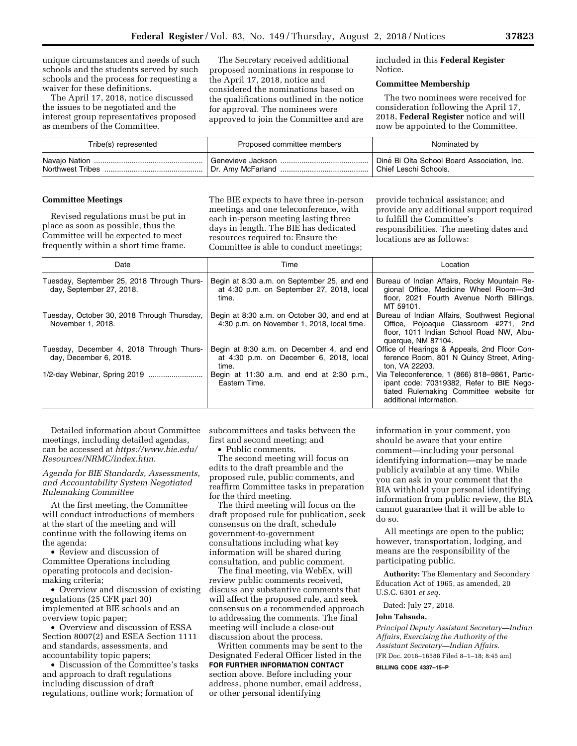unique circumstances and needs of such schools and the students served by such schools and the process for requesting a waiver for these definitions.

The April 17, 2018, notice discussed the issues to be negotiated and the interest group representatives proposed as members of the Committee.

The Secretary received additional proposed nominations in response to the April 17, 2018, notice and considered the nominations based on the qualifications outlined in the notice for approval. The nominees were approved to join the Committee and are included in this **Federal Register** Notice.

**Committee Membership**

The two nominees were received for consideration following the April 17, 2018, **Federal Register** notice and will now be appointed to the Committee.

| Tribe(s) represented | Proposed committee members | Nominated by |
|---|---|---|
| Navajo Nation | Genevieve Jackson | Diné Bi Olta School Board Association, Inc. |
| Northwest Tribes | Dr. Amy McFarland | Chief Leschi Schools. |

**Committee Meetings**

Revised regulations must be put in place as soon as possible, thus the Committee will be expected to meet frequently within a short time frame. The BIE expects to have three in-person meetings and one teleconference, with each in-person meeting lasting three days in length. The BIE has dedicated resources required to: Ensure the Committee is able to conduct meetings; provide technical assistance; and provide any additional support required to fulfill the Committee's responsibilities. The meeting dates and locations are as follows:

| Date | Time | Location |
|---|---|---|
| Tuesday, September 25, 2018 Through Thursday, September 27, 2018. | Begin at 8:30 a.m. on September 25, and end at 4:30 p.m. on September 27, 2018, local time. | Bureau of Indian Affairs, Rocky Mountain Regional Office, Medicine Wheel Room—3rd floor, 2021 Fourth Avenue North Billings, MT 59101. |
| Tuesday, October 30, 2018 Through Thursday, November 1, 2018. | Begin at 8:30 a.m. on October 30, and end at 4:30 p.m. on November 1, 2018, local time. | Bureau of Indian Affairs, Southwest Regional Office, Pojoaque Classroom #271, 2nd floor, 1011 Indian School Road NW, Albuquerque, NM 87104. |
| Tuesday, December 4, 2018 Through Thursday, December 6, 2018. | Begin at 8:30 a.m. on December 4, and end at 4:30 p.m. on December 6, 2018, local time. | Office of Hearings & Appeals, 2nd Floor Conference Room, 801 N Quincy Street, Arlington, VA 22203. |
| 1/2-day Webinar, Spring 2019 | Begin at 11:30 a.m. and end at 2:30 p.m., Eastern Time. | Via Teleconference, 1 (866) 818–9861, Participant code: 70319382, Refer to BIE Negotiated Rulemaking Committee website for additional information. |

Detailed information about Committee meetings, including detailed agendas, can be accessed at *https://www.bie.edu/Resources/NRMC/index.htm.*

*Agenda for BIE Standards, Assessments, and Accountability System Negotiated Rulemaking Committee*

At the first meeting, the Committee will conduct introductions of members at the start of the meeting and will continue with the following items on the agenda:

- Review and discussion of Committee Operations including operating protocols and decision-making criteria;
- Overview and discussion of existing regulations (25 CFR part 30) implemented at BIE schools and an overview topic paper;
- Overview and discussion of ESSA Section 8007(2) and ESEA Section 1111 and standards, assessments, and accountability topic papers;
- Discussion of the Committee's tasks and approach to draft regulations including discussion of draft regulations, outline work; formation of subcommittees and tasks between the first and second meeting; and
- Public comments.

The second meeting will focus on edits to the draft preamble and the proposed rule, public comments, and reaffirm Committee tasks in preparation for the third meeting.

The third meeting will focus on the draft proposed rule for publication, seek consensus on the draft, schedule government-to-government consultations including what key information will be shared during consultation, and public comment.

The final meeting, via WebEx, will review public comments received, discuss any substantive comments that will affect the proposed rule, and seek consensus on a recommended approach to addressing the comments. The final meeting will include a close-out discussion about the process.

Written comments may be sent to the Designated Federal Officer listed in the **FOR FURTHER INFORMATION CONTACT** section above. Before including your address, phone number, email address, or other personal identifying information in your comment, you should be aware that your entire comment—including your personal identifying information—may be made publicly available at any time. While you can ask in your comment that the BIA withhold your personal identifying information from public review, the BIA cannot guarantee that it will be able to do so.

All meetings are open to the public; however, transportation, lodging, and means are the responsibility of the participating public.

**Authority:** The Elementary and Secondary Education Act of 1965, as amended, 20 U.S.C. 6301 *et seq.*

Dated: July 27, 2018.

**John Tahsuda,**

*Principal Deputy Assistant Secretary—Indian Affairs, Exercising the Authority of the Assistant Secretary—Indian Affairs.*

[FR Doc. 2018–16588 Filed 8–1–18; 8:45 am]

**BILLING CODE 4337–15–P**